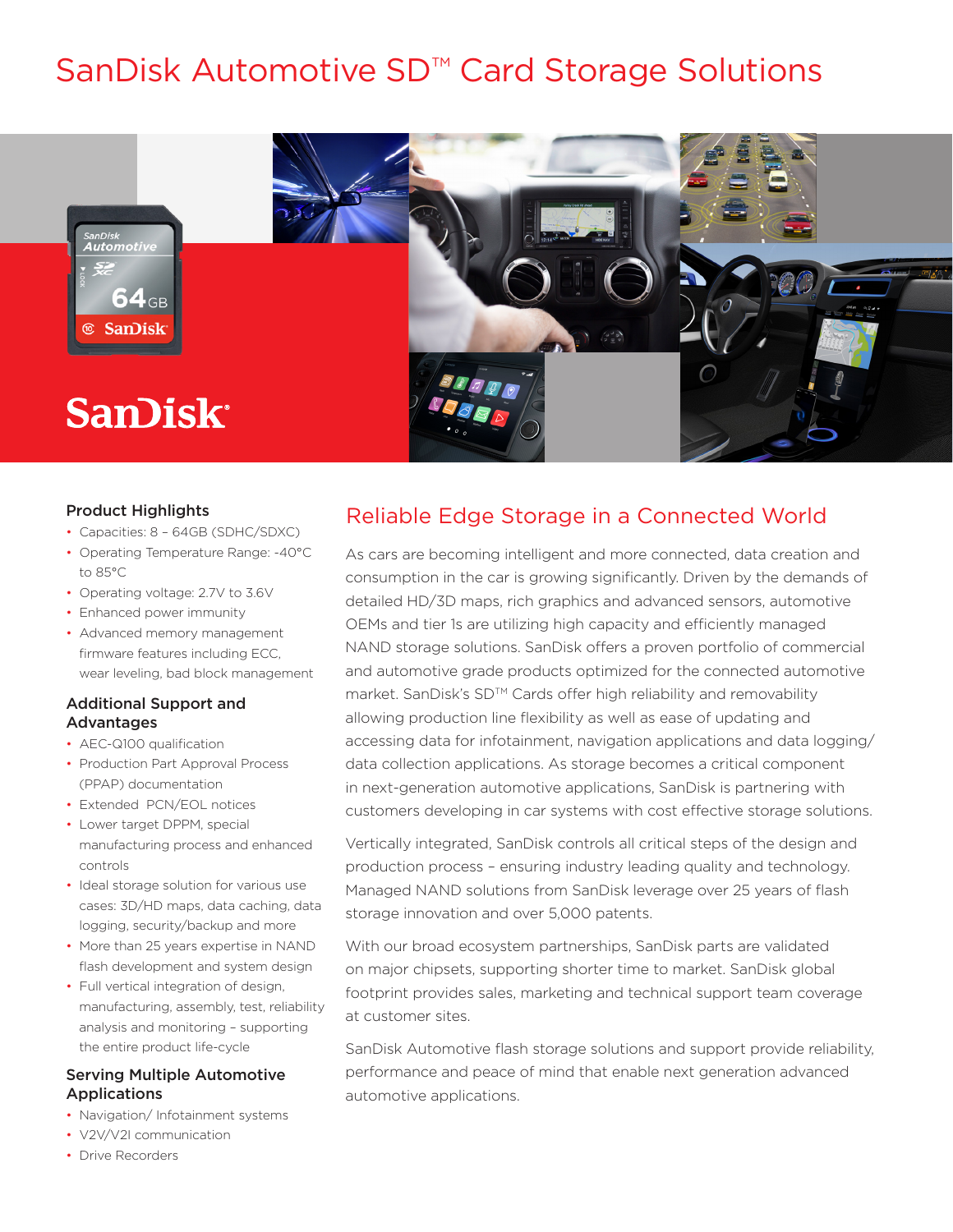# SanDisk Automotive SD™ Card Storage Solutions

### Product Highlights

- Capacities: 8 – 64GB (SDHC/SDXC)
- Operating Temperature Range: -40°C to 85°C
- Operating voltage: 2.7V to 3.6V
- Enhanced power immunity
- Advanced memory management firmware features including ECC, wear leveling, bad block management

### Additional Support and Advantages

- AEC-Q100 qualification
- Production Part Approval Process (PPAP) documentation
- Extended PCN/EOL notices
- Lower target DPPM, special manufacturing process and enhanced controls
- Ideal storage solution for various use cases: 3D/HD maps, data caching, data logging, security/backup and more
- More than 25 years expertise in NAND flash development and system design
- Full vertical integration of design, manufacturing, assembly, test, reliability analysis and monitoring – supporting the entire product life-cycle

### Serving Multiple Automotive Applications

- Navigation/ Infotainment systems
- V2V/V2I communication
- Drive Recorders

## Reliable Edge Storage in a Connected World

As cars are becoming intelligent and more connected, data creation and consumption in the car is growing significantly. Driven by the demands of detailed HD/3D maps, rich graphics and advanced sensors, automotive OEMs and tier 1s are utilizing high capacity and efficiently managed NAND storage solutions. SanDisk offers a proven portfolio of commercial and automotive grade products optimized for the connected automotive market. SanDisk's SD™ Cards offer high reliability and removability allowing production line flexibility as well as ease of updating and accessing data for infotainment, navigation applications and data logging/ data collection applications. As storage becomes a critical component in next-generation automotive applications, SanDisk is partnering with customers developing in car systems with cost effective storage solutions.

Vertically integrated, SanDisk controls all critical steps of the design and production process – ensuring industry leading quality and technology. Managed NAND solutions from SanDisk leverage over 25 years of flash storage innovation and over 5,000 patents.

With our broad ecosystem partnerships, SanDisk parts are validated on major chipsets, supporting shorter time to market. SanDisk global footprint provides sales, marketing and technical support team coverage at customer sites.

SanDisk Automotive flash storage solutions and support provide reliability, performance and peace of mind that enable next generation advanced automotive applications.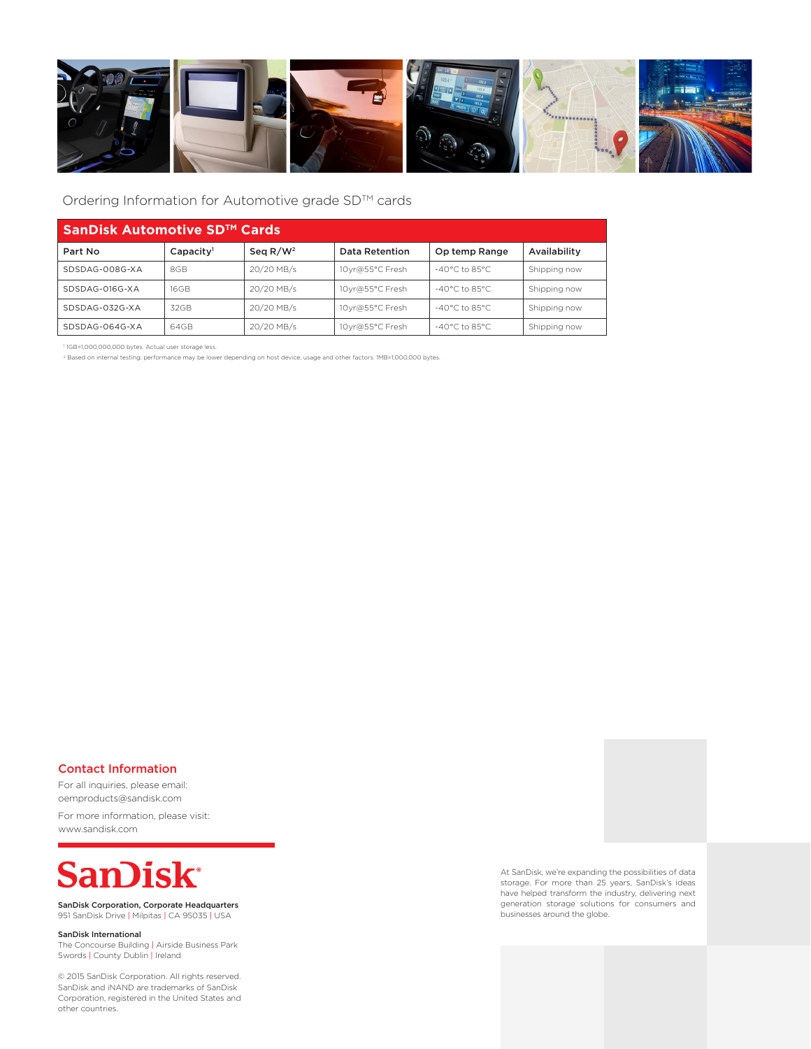Ordering Information for Automotive grade SD™ cards

## SanDisk Automotive SD™ Cards

| Part No | Capacity[1] | Seq R/W[2] | Data Retention | Op temp Range | Availability |
|---|---|---|---|---|---|
| SDSDAG-008G-XA | 8GB | 20/20 MB/s | 10yr@55°C Fresh | -40°C to 85°C | Shipping now |
| SDSDAG-016G-XA | 16GB | 20/20 MB/s | 10yr@55°C Fresh | -40°C to 85°C | Shipping now |
| SDSDAG-032G-XA | 32GB | 20/20 MB/s | 10yr@55°C Fresh | -40°C to 85°C | Shipping now |
| SDSDAG-064G-XA | 64GB | 20/20 MB/s | 10yr@55°C Fresh | -40°C to 85°C | Shipping now |

[1] 1GB=1,000,000,000 bytes. Actual user storage less.

[2] Based on internal testing; performance may be lower depending on host device, usage and other factors. 1MB=1,000,000 bytes.

## Contact Information

For all inquiries, please email:
oemproducts@sandisk.com

For more information, please visit:
www.sandisk.com

SanDisk®

**SanDisk Corporation, Corporate Headquarters**
951 SanDisk Drive | Milpitas | CA 95035 | USA

**SanDisk International**
The Concourse Building | Airside Business Park
Swords | County Dublin | Ireland

© 2015 SanDisk Corporation. All rights reserved. SanDisk and iNAND are trademarks of SanDisk Corporation, registered in the United States and other countries.

At SanDisk, we're expanding the possibilities of data storage. For more than 25 years, SanDisk's ideas have helped transform the industry, delivering next generation storage solutions for consumers and businesses around the globe.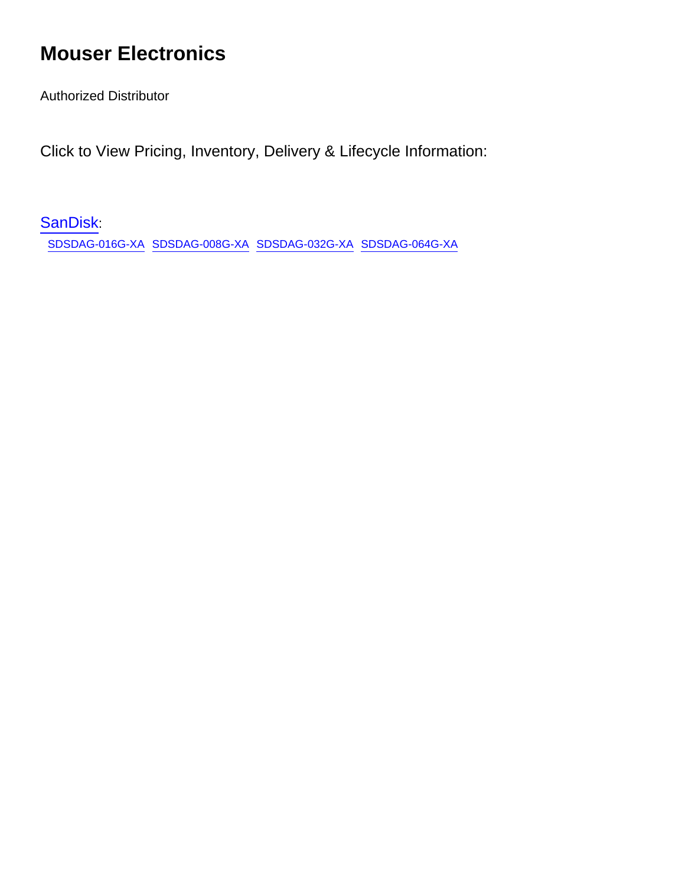# Mouser Electronics

Authorized Distributor

Click to View Pricing, Inventory, Delivery & Lifecycle Information:

SanDisk:

SDSDAG-016G-XA SDSDAG-008G-XA SDSDAG-032G-XA SDSDAG-064G-XA